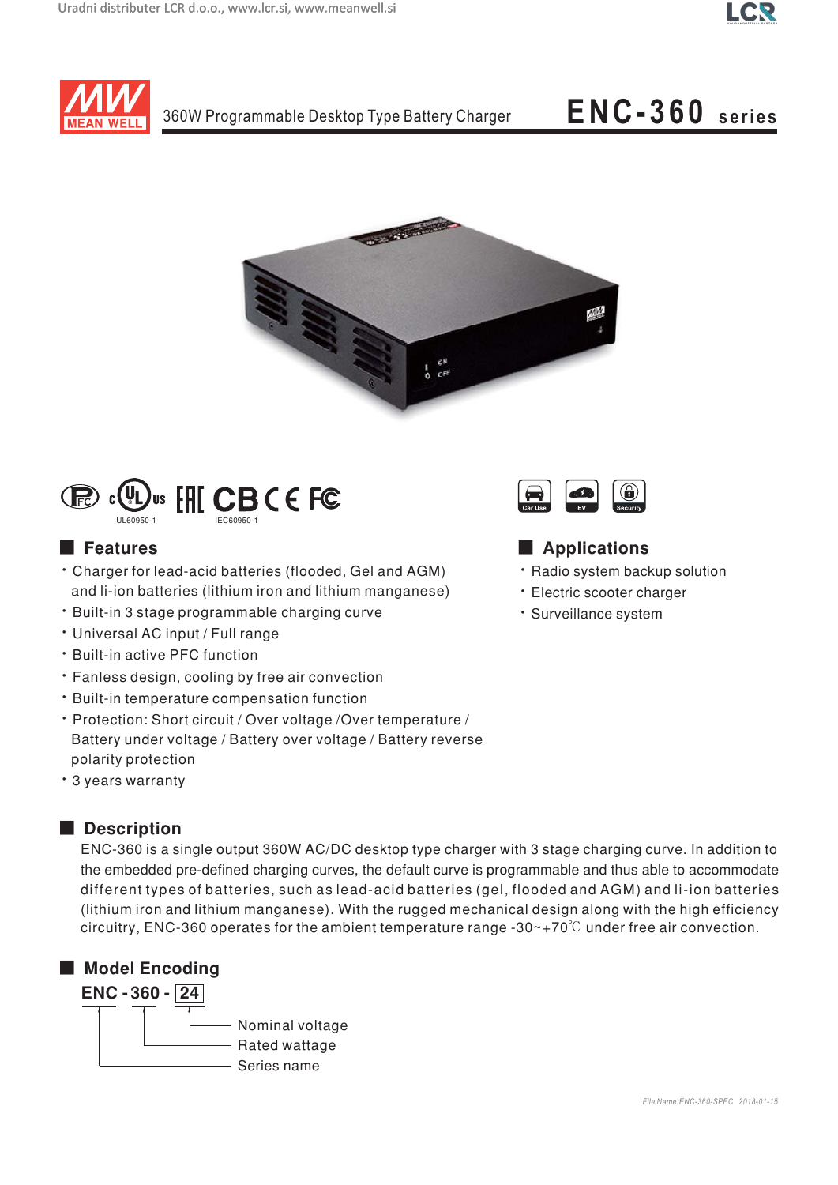# 360W Programmable Desktop Type Battery Charger

# ENC-360 series

UL60950-1 IEC60950-1

Car Use EV Security

## Features

- Charger for lead-acid batteries (flooded, Gel and AGM) and li-ion batteries (lithium iron and lithium manganese)
- Built-in 3 stage programmable charging curve
- Universal AC input / Full range
- Built-in active PFC function
- Fanless design, cooling by free air convection
- Built-in temperature compensation function
- Protection: Short circuit / Over voltage /Over temperature / Battery under voltage / Battery over voltage / Battery reverse polarity protection
- 3 years warranty

## Applications

- Radio system backup solution
- Electric scooter charger
- Surveillance system

## Description

ENC-360 is a single output 360W AC/DC desktop type charger with 3 stage charging curve. In addition to the embedded pre-defined charging curves, the default curve is programmable and thus able to accommodate different types of batteries, such as lead-acid batteries (gel, flooded and AGM) and li-ion batteries (lithium iron and lithium manganese). With the rugged mechanical design along with the high efficiency circuitry, ENC-360 operates for the ambient temperature range -30~+70℃ under free air convection.

## Model Encoding

**ENC - 360 - 24**

- 24: Nominal voltage
- 360: Rated wattage
- ENC: Series name

*File Name:ENC-360-SPEC 2018-01-15*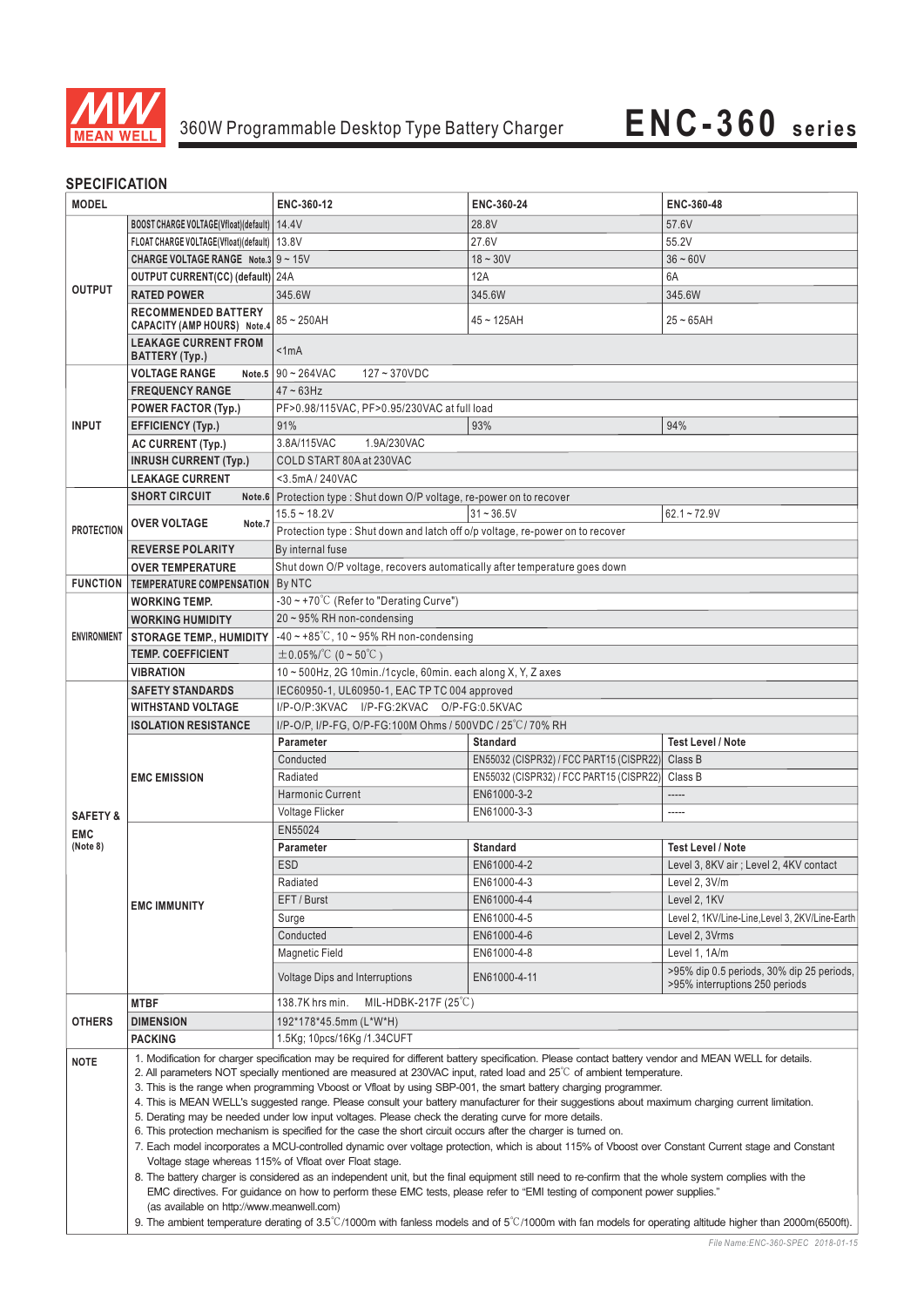# 360W Programmable Desktop Type Battery Charger

# ENC-360 series

## SPECIFICATION

| MODEL | | ENC-360-12 | ENC-360-24 | ENC-360-48 |
|---|---|---|---|---|
| OUTPUT | BOOST CHARGE VOLTAGE(Vfloat)(default) | 14.4V | 28.8V | 57.6V |
| | FLOAT CHARGE VOLTAGE(Vfloat)(default) | 13.8V | 27.6V | 55.2V |
| | CHARGE VOLTAGE RANGE Note.3 | 9 ~ 15V | 18 ~ 30V | 36 ~ 60V |
| | OUTPUT CURRENT(CC) (default) | 24A | 12A | 6A |
| | RATED POWER | 345.6W | 345.6W | 345.6W |
| | RECOMMENDED BATTERY CAPACITY (AMP HOURS) Note.4 | 85 ~ 250AH | 45 ~ 125AH | 25 ~ 65AH |
| | LEAKAGE CURRENT FROM BATTERY (Typ.) | <1mA | | |
| INPUT | VOLTAGE RANGE Note.5 | 90 ~ 264VAC 127 ~ 370VDC | | |
| | FREQUENCY RANGE | 47 ~ 63Hz | | |
| | POWER FACTOR (Typ.) | PF>0.98/115VAC, PF>0.95/230VAC at full load | | |
| | EFFICIENCY (Typ.) | 91% | 93% | 94% |
| | AC CURRENT (Typ.) | 3.8A/115VAC 1.9A/230VAC | | |
| | INRUSH CURRENT (Typ.) | COLD START 80A at 230VAC | | |
| | LEAKAGE CURRENT | <3.5mA / 240VAC | | |
| PROTECTION | SHORT CIRCUIT Note.6 | Protection type : Shut down O/P voltage, re-power on to recover | | |
| | OVER VOLTAGE Note.7 | 15.5 ~ 18.2V | 31 ~ 36.5V | 62.1 ~ 72.9V |
| | | Protection type : Shut down and latch off o/p voltage, re-power on to recover | | |
| | REVERSE POLARITY | By internal fuse | | |
| | OVER TEMPERATURE | Shut down O/P voltage, recovers automatically after temperature goes down | | |
| FUNCTION | TEMPERATURE COMPENSATION | By NTC | | |
| ENVIRONMENT | WORKING TEMP. | -30 ~ +70℃ (Refer to "Derating Curve") | | |
| | WORKING HUMIDITY | 20 ~ 95% RH non-condensing | | |
| | STORAGE TEMP., HUMIDITY | -40 ~ +85℃, 10 ~ 95% RH non-condensing | | |
| | TEMP. COEFFICIENT | ±0.05%/℃ (0 ~ 50℃) | | |
| | VIBRATION | 10 ~ 500Hz, 2G 10min./1cycle, 60min. each along X, Y, Z axes | | |
| SAFETY & EMC (Note 8) | SAFETY STANDARDS | IEC60950-1, UL60950-1, EAC TP TC 004 approved | | |
| | WITHSTAND VOLTAGE | I/P-O/P:3KVAC I/P-FG:2KVAC O/P-FG:0.5KVAC | | |
| | ISOLATION RESISTANCE | I/P-O/P, I/P-FG, O/P-FG:100M Ohms / 500VDC / 25℃/ 70% RH | | |
| | EMC EMISSION | **Parameter** | **Standard** | **Test Level / Note** |
| | | Conducted | EN55032 (CISPR32) / FCC PART15 (CISPR22) | Class B |
| | | Radiated | EN55032 (CISPR32) / FCC PART15 (CISPR22) | Class B |
| | | Harmonic Current | EN61000-3-2 | ----- |
| | | Voltage Flicker | EN61000-3-3 | ----- |
| | EMC IMMUNITY | EN55024 | | |
| | | **Parameter** | **Standard** | **Test Level / Note** |
| | | ESD | EN61000-4-2 | Level 3, 8KV air ; Level 2, 4KV contact |
| | | Radiated | EN61000-4-3 | Level 2, 3V/m |
| | | EFT / Burst | EN61000-4-4 | Level 2, 1KV |
| | | Surge | EN61000-4-5 | Level 2, 1KV/Line-Line,Level 3, 2KV/Line-Earth |
| | | Conducted | EN61000-4-6 | Level 2, 3Vrms |
| | | Magnetic Field | EN61000-4-8 | Level 1, 1A/m |
| | | Voltage Dips and Interruptions | EN61000-4-11 | >95% dip 0.5 periods, 30% dip 25 periods, >95% interruptions 250 periods |
| OTHERS | MTBF | 138.7K hrs min. MIL-HDBK-217F (25℃) | | |
| | DIMENSION | 192*178*45.5mm (L*W*H) | | |
| | PACKING | 1.5Kg; 10pcs/16Kg /1.34CUFT | | |

**NOTE**

1. Modification for charger specification may be required for different battery specification. Please contact battery vendor and MEAN WELL for details.
2. All parameters NOT specially mentioned are measured at 230VAC input, rated load and 25℃ of ambient temperature.
3. This is the range when programming Vboost or Vfloat by using SBP-001, the smart battery charging programmer.
4. This is MEAN WELL's suggested range. Please consult your battery manufacturer for their suggestions about maximum charging current limitation.
5. Derating may be needed under low input voltages. Please check the derating curve for more details.
6. This protection mechanism is specified for the case the short circuit occurs after the charger is turned on.
7. Each model incorporates a MCU-controlled dynamic over voltage protection, which is about 115% of Vboost over Constant Current stage and Constant Voltage stage whereas 115% of Vfloat over Float stage.
8. The battery charger is considered as an independent unit, but the final equipment still need to re-confirm that the whole system complies with the EMC directives. For guidance on how to perform these EMC tests, please refer to "EMI testing of component power supplies." (as available on http://www.meanwell.com)
9. The ambient temperature derating of 3.5℃/1000m with fanless models and of 5℃/1000m with fan models for operating altitude higher than 2000m(6500ft).

*File Name:ENC-360-SPEC 2018-01-15*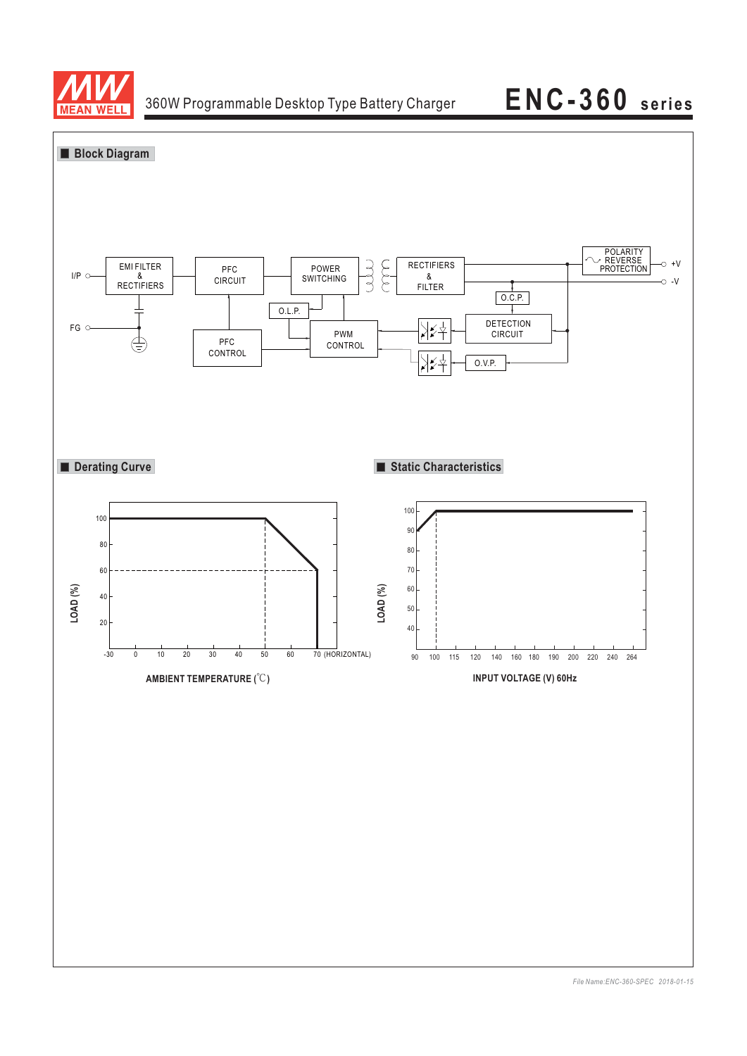## Block Diagram

I/P — EMI FILTER & RECTIFIERS — PFC CIRCUIT — POWER SWITCHING — RECTIFIERS & FILTER — POLARITY REVERSE PROTECTION — +V / -V

FG

PFC CONTROL

O.L.P.

PWM CONTROL

O.C.P.

DETECTION CIRCUIT

O.V.P.

## Derating Curve

LOAD (%)

AMBIENT TEMPERATURE (℃)

-30, 0, 10, 20, 30, 40, 50, 60, 70 (HORIZONTAL)

## Static Characteristics

LOAD (%)

INPUT VOLTAGE (V) 60Hz

90, 100, 115, 120, 140, 160, 180, 190, 200, 220, 240, 264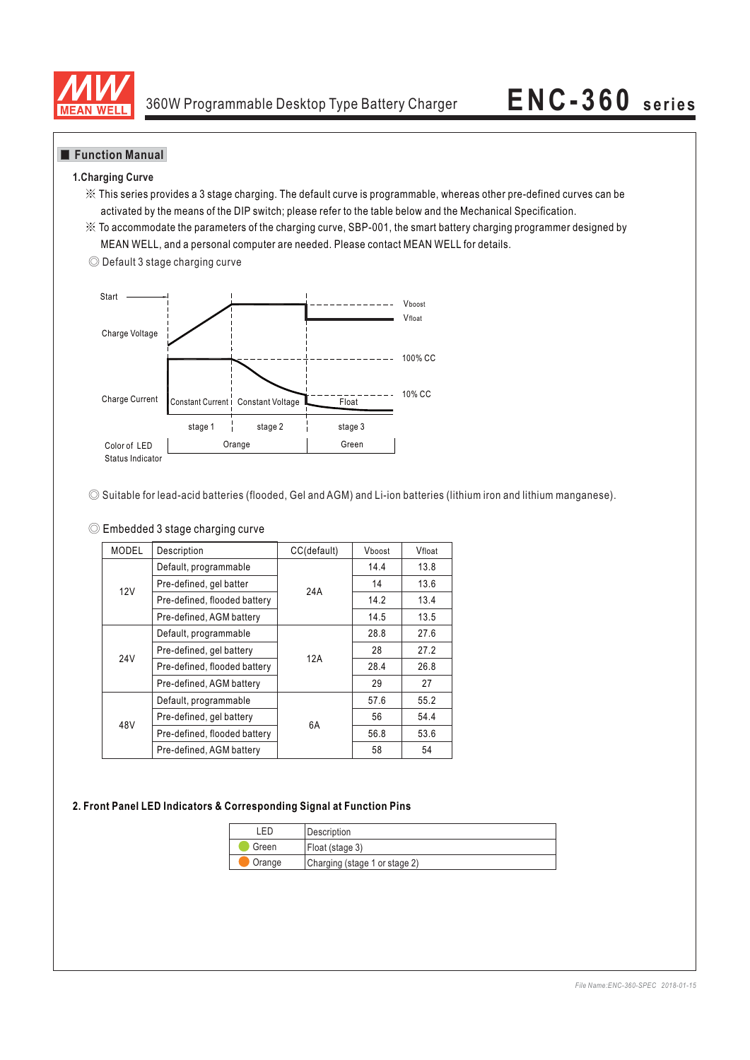## Function Manual

### 1.Charging Curve

※ This series provides a 3 stage charging. The default curve is programmable, whereas other pre-defined curves can be activated by the means of the DIP switch; please refer to the table below and the Mechanical Specification.

※ To accommodate the parameters of the charging curve, SBP-001, the smart battery charging programmer designed by MEAN WELL, and a personal computer are needed. Please contact MEAN WELL for details.

◎ Default 3 stage charging curve

Start

Charge Voltage — $V_{boost}$, $V_{float}$

Charge Current — 100% CC, 10% CC

Constant Current | Constant Voltage | Float

stage 1 | stage 2 | stage 3

Color of LED Status Indicator: Orange | Green

◎ Suitable for lead-acid batteries (flooded, Gel and AGM) and Li-ion batteries (lithium iron and lithium manganese).

◎ Embedded 3 stage charging curve

| MODEL | Description | CC(default) | $V_{boost}$ | $V_{float}$ |
|---|---|---|---|---|
| 12V | Default, programmable | 24A | 14.4 | 13.8 |
| | Pre-defined, gel batter | | 14 | 13.6 |
| | Pre-defined, flooded battery | | 14.2 | 13.4 |
| | Pre-defined, AGM battery | | 14.5 | 13.5 |
| 24V | Default, programmable | 12A | 28.8 | 27.6 |
| | Pre-defined, gel battery | | 28 | 27.2 |
| | Pre-defined, flooded battery | | 28.4 | 26.8 |
| | Pre-defined, AGM battery | | 29 | 27 |
| 48V | Default, programmable | 6A | 57.6 | 55.2 |
| | Pre-defined, gel battery | | 56 | 54.4 |
| | Pre-defined, flooded battery | | 56.8 | 53.6 |
| | Pre-defined, AGM battery | | 58 | 54 |

### 2. Front Panel LED Indicators & Corresponding Signal at Function Pins

| LED | Description |
|---|---|
| Green | Float (stage 3) |
| Orange | Charging (stage 1 or stage 2) |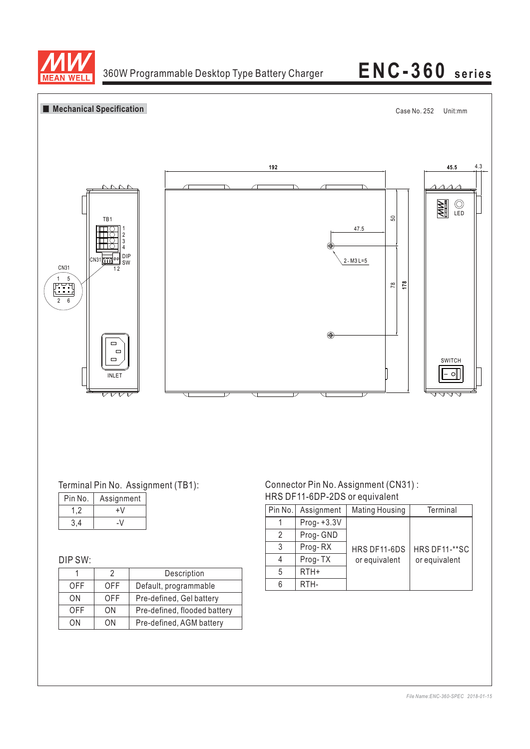## Mechanical Specification

Case No. 252 Unit:mm

192

45.5

4.3

TB1

1
2
3
4

CN31

DIP SW

1 2

CN31

1 5

2 6

INLET

50

47.5

2 - M3 L=5

78

178

LED

SWITCH

Terminal Pin No. Assignment (TB1):

| Pin No. | Assignment |
|---|---|
| 1,2 | +V |
| 3,4 | -V |

DIP SW:

| 1 | 2 | Description |
|---|---|---|
| OFF | OFF | Default, programmable |
| ON | OFF | Pre-defined, Gel battery |
| OFF | ON | Pre-defined, flooded battery |
| ON | ON | Pre-defined, AGM battery |

Connector Pin No. Assignment (CN31) :
HRS DF11-6DP-2DS or equivalent

| Pin No. | Assignment | Mating Housing | Terminal |
|---|---|---|---|
| 1 | Prog- +3.3V | HRS DF11-6DS or equivalent | HRS DF11-**SC or equivalent |
| 2 | Prog- GND | | |
| 3 | Prog- RX | | |
| 4 | Prog- TX | | |
| 5 | RTH+ | | |
| 6 | RTH- | | |